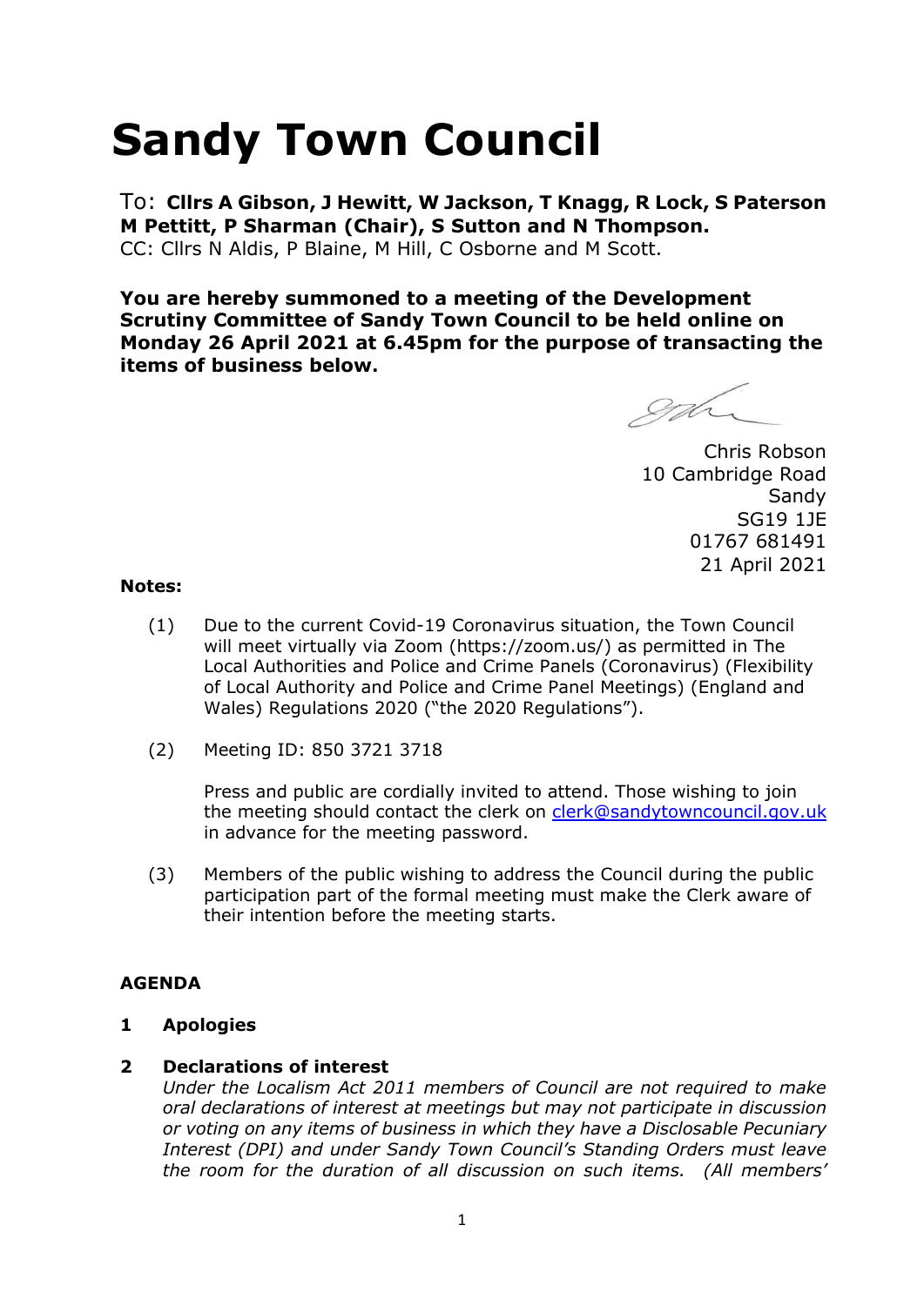# Sandy Town Council

To: **Cllrs A Gibson, J Hewitt, W Jackson, T Knagg, R Lock, S Paterson M Pettitt, P Sharman (Chair), S Sutton and N Thompson.**
CC: Cllrs N Aldis, P Blaine, M Hill, C Osborne and M Scott.

**You are hereby summoned to a meeting of the Development Scrutiny Committee of Sandy Town Council to be held online on Monday 26 April 2021 at 6.45pm for the purpose of transacting the items of business below.**

Chris Robson
10 Cambridge Road
Sandy
SG19 1JE
01767 681491
21 April 2021

**Notes:**

(1) Due to the current Covid-19 Coronavirus situation, the Town Council will meet virtually via Zoom (https://zoom.us/) as permitted in The Local Authorities and Police and Crime Panels (Coronavirus) (Flexibility of Local Authority and Police and Crime Panel Meetings) (England and Wales) Regulations 2020 ("the 2020 Regulations").

(2) Meeting ID: 850 3721 3718

Press and public are cordially invited to attend. Those wishing to join the meeting should contact the clerk on clerk@sandytowncouncil.gov.uk in advance for the meeting password.

(3) Members of the public wishing to address the Council during the public participation part of the formal meeting must make the Clerk aware of their intention before the meeting starts.

**AGENDA**

**1 Apologies**

**2 Declarations of interest**
*Under the Localism Act 2011 members of Council are not required to make oral declarations of interest at meetings but may not participate in discussion or voting on any items of business in which they have a Disclosable Pecuniary Interest (DPI) and under Sandy Town Council's Standing Orders must leave the room for the duration of all discussion on such items. (All members'*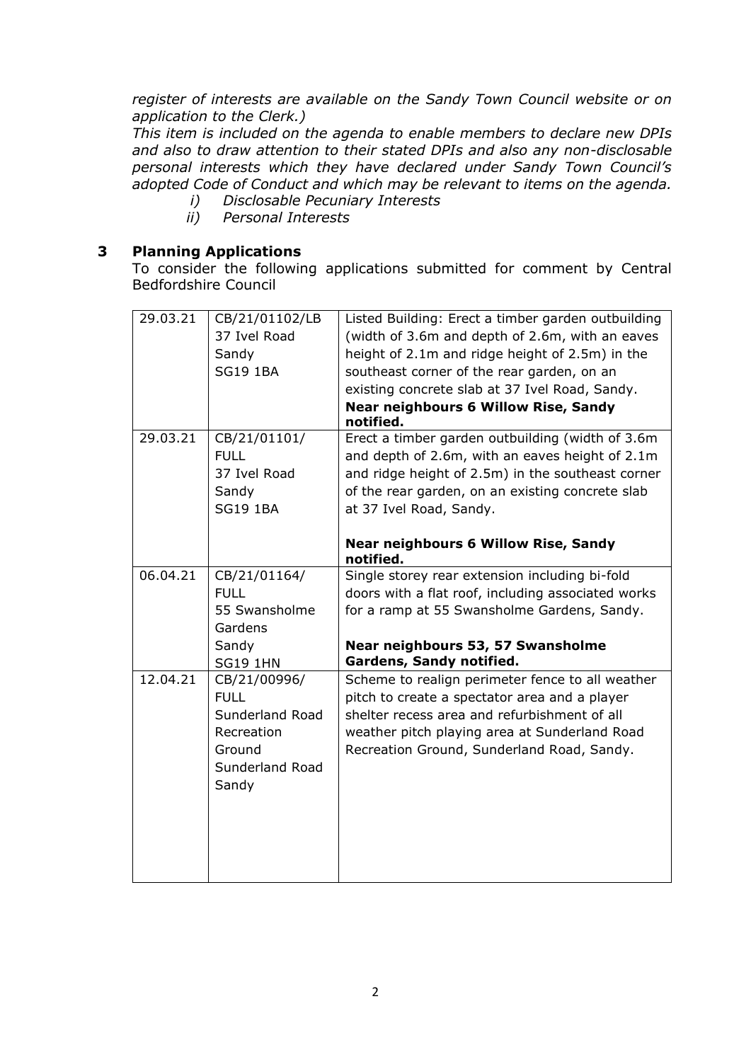*register of interests are available on the Sandy Town Council website or on application to the Clerk.)*

*This item is included on the agenda to enable members to declare new DPIs and also to draw attention to their stated DPIs and also any non-disclosable personal interests which they have declared under Sandy Town Council's adopted Code of Conduct and which may be relevant to items on the agenda.*

*i) Disclosable Pecuniary Interests*
*ii) Personal Interests*

## 3 Planning Applications

To consider the following applications submitted for comment by Central Bedfordshire Council

| | | |
|---|---|---|
| 29.03.21 | CB/21/01102/LB<br>37 Ivel Road<br>Sandy<br>SG19 1BA | Listed Building: Erect a timber garden outbuilding (width of 3.6m and depth of 2.6m, with an eaves height of 2.1m and ridge height of 2.5m) in the southeast corner of the rear garden, on an existing concrete slab at 37 Ivel Road, Sandy.<br>**Near neighbours 6 Willow Rise, Sandy notified.** |
| 29.03.21 | CB/21/01101/<br>FULL<br>37 Ivel Road<br>Sandy<br>SG19 1BA | Erect a timber garden outbuilding (width of 3.6m and depth of 2.6m, with an eaves height of 2.1m and ridge height of 2.5m) in the southeast corner of the rear garden, on an existing concrete slab at 37 Ivel Road, Sandy.<br><br>**Near neighbours 6 Willow Rise, Sandy notified.** |
| 06.04.21 | CB/21/01164/<br>FULL<br>55 Swansholme Gardens<br>Sandy<br>SG19 1HN | Single storey rear extension including bi-fold doors with a flat roof, including associated works for a ramp at 55 Swansholme Gardens, Sandy.<br><br>**Near neighbours 53, 57 Swansholme Gardens, Sandy notified.** |
| 12.04.21 | CB/21/00996/<br>FULL<br>Sunderland Road Recreation Ground<br>Sunderland Road<br>Sandy | Scheme to realign perimeter fence to all weather pitch to create a spectator area and a player shelter recess area and refurbishment of all weather pitch playing area at Sunderland Road Recreation Ground, Sunderland Road, Sandy. |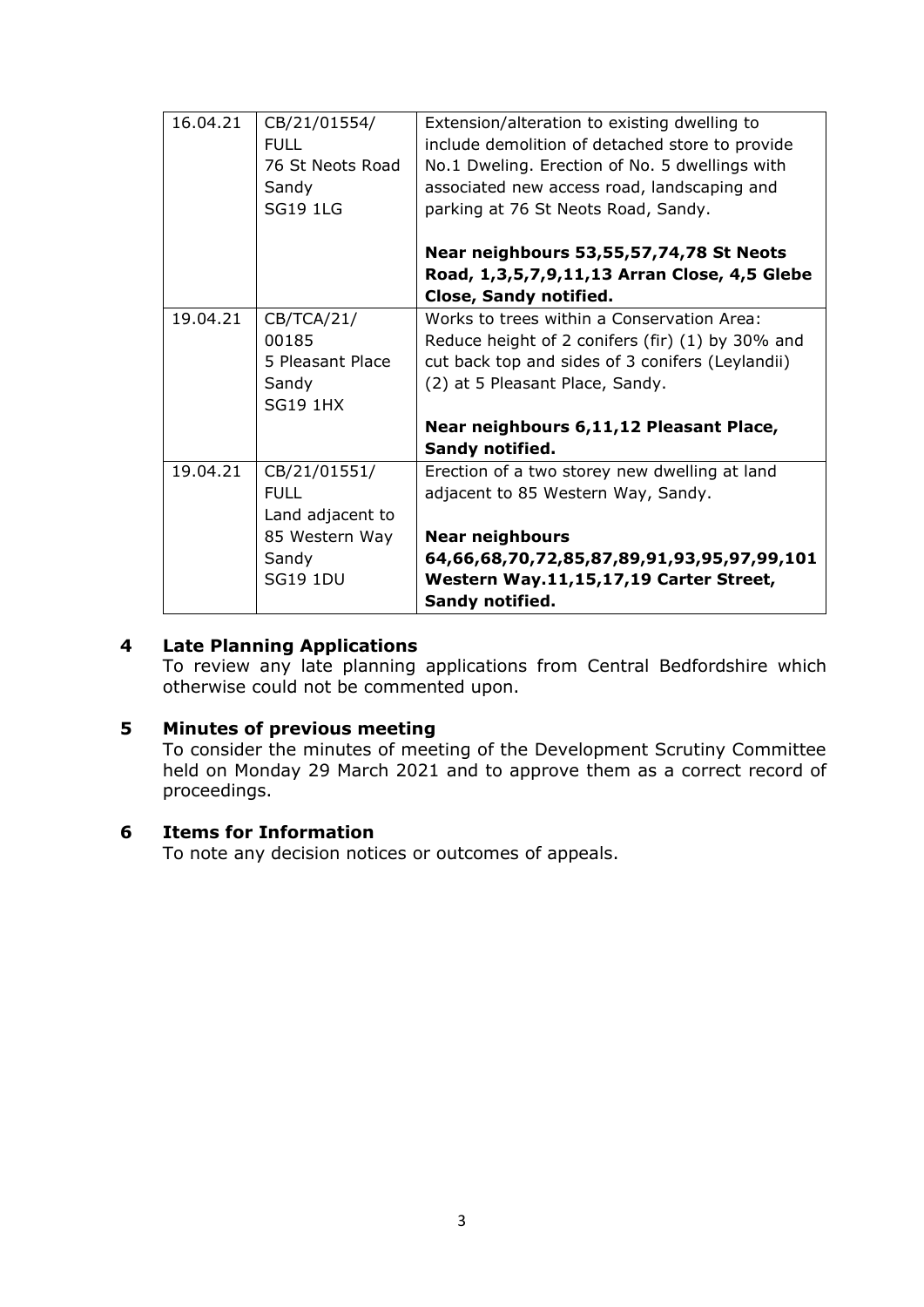| | | |
|---|---|---|
| 16.04.21 | CB/21/01554/ FULL 76 St Neots Road Sandy SG19 1LG | Extension/alteration to existing dwelling to include demolition of detached store to provide No.1 Dweling. Erection of No. 5 dwellings with associated new access road, landscaping and parking at 76 St Neots Road, Sandy.<br><br>**Near neighbours 53,55,57,74,78 St Neots Road, 1,3,5,7,9,11,13 Arran Close, 4,5 Glebe Close, Sandy notified.** |
| 19.04.21 | CB/TCA/21/ 00185 5 Pleasant Place Sandy SG19 1HX | Works to trees within a Conservation Area: Reduce height of 2 conifers (fir) (1) by 30% and cut back top and sides of 3 conifers (Leylandii) (2) at 5 Pleasant Place, Sandy.<br><br>**Near neighbours 6,11,12 Pleasant Place, Sandy notified.** |
| 19.04.21 | CB/21/01551/ FULL Land adjacent to 85 Western Way Sandy SG19 1DU | Erection of a two storey new dwelling at land adjacent to 85 Western Way, Sandy.<br><br>**Near neighbours 64,66,68,70,72,85,87,89,91,93,95,97,99,101 Western Way.11,15,17,19 Carter Street, Sandy notified.** |

## 4 Late Planning Applications

To review any late planning applications from Central Bedfordshire which otherwise could not be commented upon.

## 5 Minutes of previous meeting

To consider the minutes of meeting of the Development Scrutiny Committee held on Monday 29 March 2021 and to approve them as a correct record of proceedings.

## 6 Items for Information

To note any decision notices or outcomes of appeals.